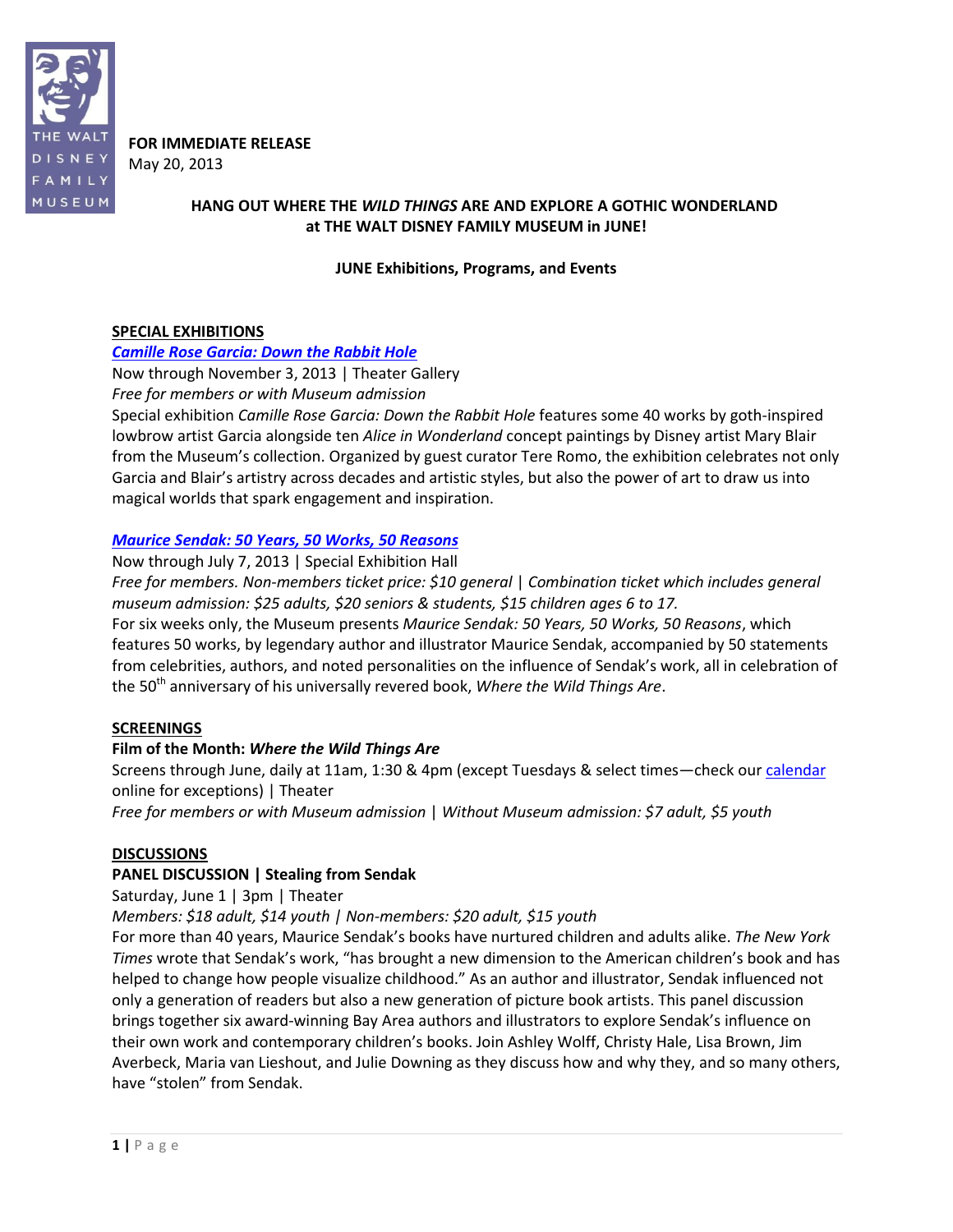THE WALT DISNEY FAMILY MUSEUM

**FOR IMMEDIATE RELEASE**
May 20, 2013

# HANG OUT WHERE THE *WILD THINGS* ARE AND EXPLORE A GOTHIC WONDERLAND at THE WALT DISNEY FAMILY MUSEUM in JUNE!

**JUNE Exhibitions, Programs, and Events**

## SPECIAL EXHIBITIONS

### *Camille Rose Garcia: Down the Rabbit Hole*

Now through November 3, 2013 | Theater Gallery
*Free for members or with Museum admission*
Special exhibition *Camille Rose Garcia: Down the Rabbit Hole* features some 40 works by goth-inspired lowbrow artist Garcia alongside ten *Alice in Wonderland* concept paintings by Disney artist Mary Blair from the Museum's collection. Organized by guest curator Tere Romo, the exhibition celebrates not only Garcia and Blair's artistry across decades and artistic styles, but also the power of art to draw us into magical worlds that spark engagement and inspiration.

### *Maurice Sendak: 50 Years, 50 Works, 50 Reasons*

Now through July 7, 2013 | Special Exhibition Hall
*Free for members. Non-members ticket price: $10 general | Combination ticket which includes general museum admission: $25 adults, $20 seniors & students, $15 children ages 6 to 17.*
For six weeks only, the Museum presents *Maurice Sendak: 50 Years, 50 Works, 50 Reasons*, which features 50 works, by legendary author and illustrator Maurice Sendak, accompanied by 50 statements from celebrities, authors, and noted personalities on the influence of Sendak's work, all in celebration of the 50th anniversary of his universally revered book, *Where the Wild Things Are*.

## SCREENINGS

**Film of the Month: *Where the Wild Things Are***
Screens through June, daily at 11am, 1:30 & 4pm (except Tuesdays & select times—check our calendar online for exceptions) | Theater
*Free for members or with Museum admission | Without Museum admission: $7 adult, $5 youth*

## DISCUSSIONS

**PANEL DISCUSSION | Stealing from Sendak**
Saturday, June 1 | 3pm | Theater
*Members: $18 adult, $14 youth | Non-members: $20 adult, $15 youth*
For more than 40 years, Maurice Sendak's books have nurtured children and adults alike. *The New York Times* wrote that Sendak's work, "has brought a new dimension to the American children's book and has helped to change how people visualize childhood." As an author and illustrator, Sendak influenced not only a generation of readers but also a new generation of picture book artists. This panel discussion brings together six award-winning Bay Area authors and illustrators to explore Sendak's influence on their own work and contemporary children's books. Join Ashley Wolff, Christy Hale, Lisa Brown, Jim Averbeck, Maria van Lieshout, and Julie Downing as they discuss how and why they, and so many others, have "stolen" from Sendak.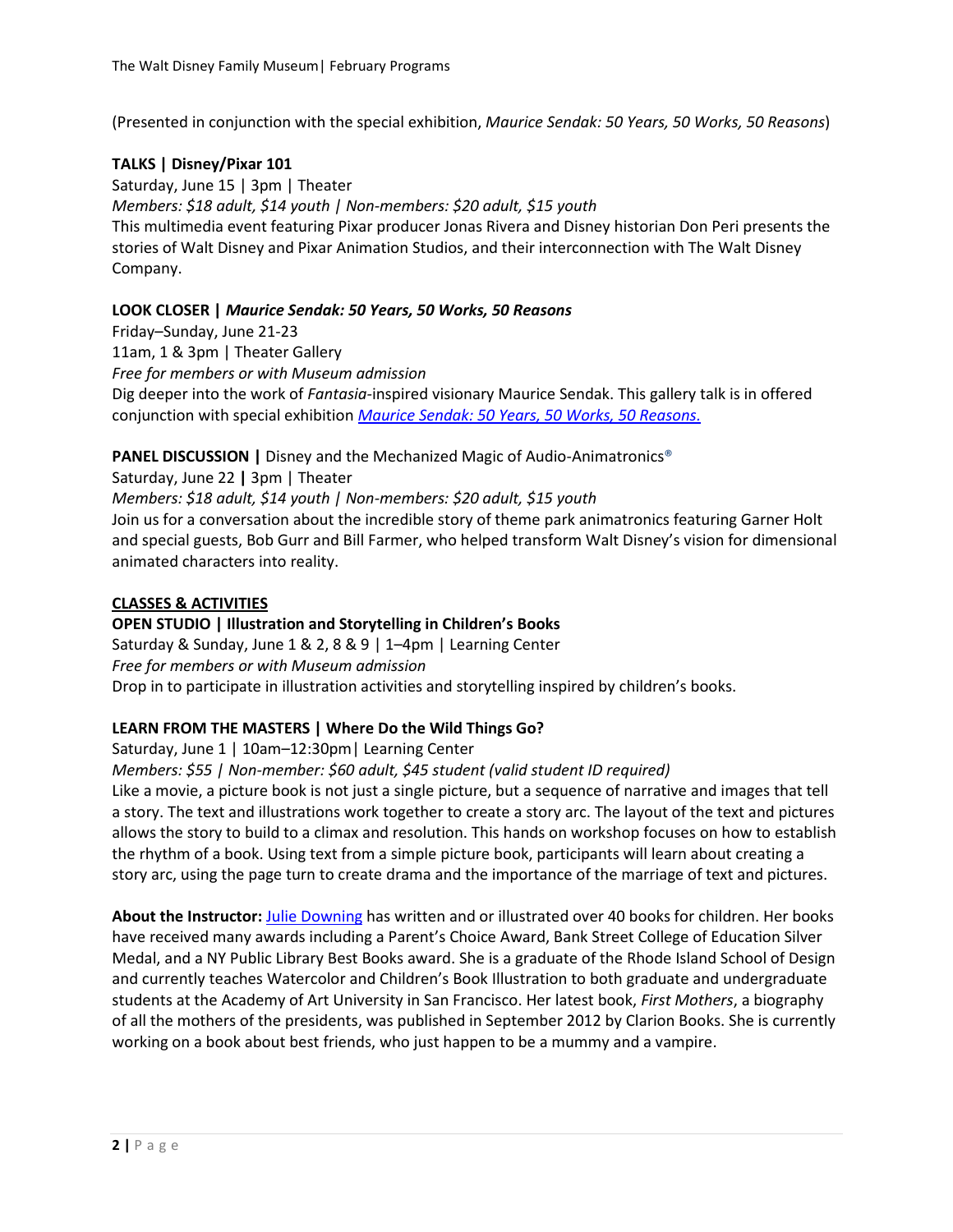(Presented in conjunction with the special exhibition, *Maurice Sendak: 50 Years, 50 Works, 50 Reasons*)

**TALKS | Disney/Pixar 101**
Saturday, June 15 | 3pm | Theater
*Members: $18 adult, $14 youth | Non-members: $20 adult, $15 youth*
This multimedia event featuring Pixar producer Jonas Rivera and Disney historian Don Peri presents the stories of Walt Disney and Pixar Animation Studios, and their interconnection with The Walt Disney Company.

**LOOK CLOSER | *Maurice Sendak: 50 Years, 50 Works, 50 Reasons***
Friday–Sunday, June 21-23
11am, 1 & 3pm | Theater Gallery
*Free for members or with Museum admission*
Dig deeper into the work of *Fantasia*-inspired visionary Maurice Sendak. This gallery talk is in offered conjunction with special exhibition *Maurice Sendak: 50 Years, 50 Works, 50 Reasons.*

**PANEL DISCUSSION |** Disney and the Mechanized Magic of Audio-Animatronics®
Saturday, June 22 **|** 3pm | Theater
*Members: $18 adult, $14 youth | Non-members: $20 adult, $15 youth*
Join us for a conversation about the incredible story of theme park animatronics featuring Garner Holt and special guests, Bob Gurr and Bill Farmer, who helped transform Walt Disney's vision for dimensional animated characters into reality.

**CLASSES & ACTIVITIES**

**OPEN STUDIO | Illustration and Storytelling in Children's Books**
Saturday & Sunday, June 1 & 2, 8 & 9 | 1–4pm | Learning Center
*Free for members or with Museum admission*
Drop in to participate in illustration activities and storytelling inspired by children's books.

**LEARN FROM THE MASTERS | Where Do the Wild Things Go?**
Saturday, June 1 | 10am–12:30pm| Learning Center
*Members: $55 | Non-member: $60 adult, $45 student (valid student ID required)*
Like a movie, a picture book is not just a single picture, but a sequence of narrative and images that tell a story. The text and illustrations work together to create a story arc. The layout of the text and pictures allows the story to build to a climax and resolution. This hands on workshop focuses on how to establish the rhythm of a book. Using text from a simple picture book, participants will learn about creating a story arc, using the page turn to create drama and the importance of the marriage of text and pictures.

**About the Instructor:** Julie Downing has written and or illustrated over 40 books for children. Her books have received many awards including a Parent's Choice Award, Bank Street College of Education Silver Medal, and a NY Public Library Best Books award. She is a graduate of the Rhode Island School of Design and currently teaches Watercolor and Children's Book Illustration to both graduate and undergraduate students at the Academy of Art University in San Francisco. Her latest book, *First Mothers*, a biography of all the mothers of the presidents, was published in September 2012 by Clarion Books. She is currently working on a book about best friends, who just happen to be a mummy and a vampire.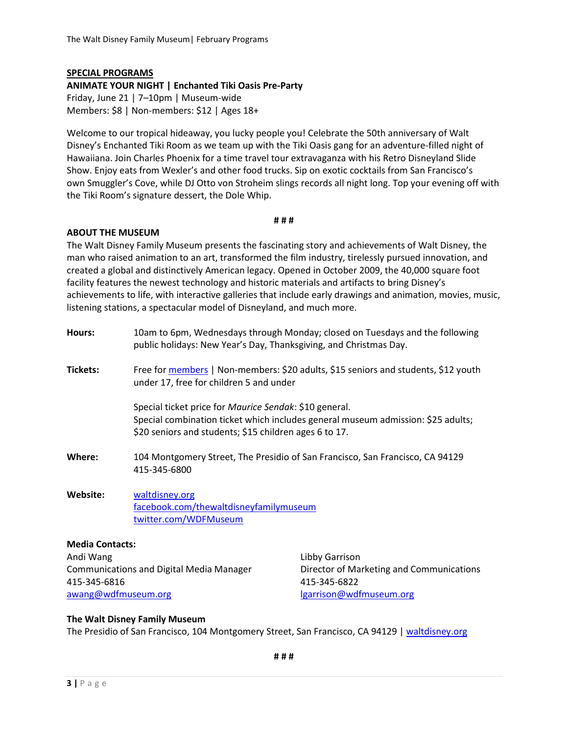## SPECIAL PROGRAMS

**ANIMATE YOUR NIGHT | Enchanted Tiki Oasis Pre-Party**
Friday, June 21 | 7–10pm | Museum-wide
Members: $8 | Non-members: $12 | Ages 18+

Welcome to our tropical hideaway, you lucky people you! Celebrate the 50th anniversary of Walt Disney's Enchanted Tiki Room as we team up with the Tiki Oasis gang for an adventure-filled night of Hawaiiana. Join Charles Phoenix for a time travel tour extravaganza with his Retro Disneyland Slide Show. Enjoy eats from Wexler's and other food trucks. Sip on exotic cocktails from San Francisco's own Smuggler's Cove, while DJ Otto von Stroheim slings records all night long. Top your evening off with the Tiki Room's signature dessert, the Dole Whip.

# # #

**ABOUT THE MUSEUM**

The Walt Disney Family Museum presents the fascinating story and achievements of Walt Disney, the man who raised animation to an art, transformed the film industry, tirelessly pursued innovation, and created a global and distinctively American legacy. Opened in October 2009, the 40,000 square foot facility features the newest technology and historic materials and artifacts to bring Disney's achievements to life, with interactive galleries that include early drawings and animation, movies, music, listening stations, a spectacular model of Disneyland, and much more.

**Hours:** 10am to 6pm, Wednesdays through Monday; closed on Tuesdays and the following public holidays: New Year's Day, Thanksgiving, and Christmas Day.

**Tickets:** Free for members | Non-members: $20 adults, $15 seniors and students, $12 youth under 17, free for children 5 and under

Special ticket price for *Maurice Sendak*: $10 general.
Special combination ticket which includes general museum admission: $25 adults; $20 seniors and students; $15 children ages 6 to 17.

**Where:** 104 Montgomery Street, The Presidio of San Francisco, San Francisco, CA 94129
415-345-6800

**Website:** waltdisney.org
facebook.com/thewaltdisneyfamilymuseum
twitter.com/WDFMuseum

**Media Contacts:**

Andi Wang
Communications and Digital Media Manager
415-345-6816
awang@wdfmuseum.org

Libby Garrison
Director of Marketing and Communications
415-345-6822
lgarrison@wdfmuseum.org

**The Walt Disney Family Museum**
The Presidio of San Francisco, 104 Montgomery Street, San Francisco, CA 94129 | waltdisney.org

# # #